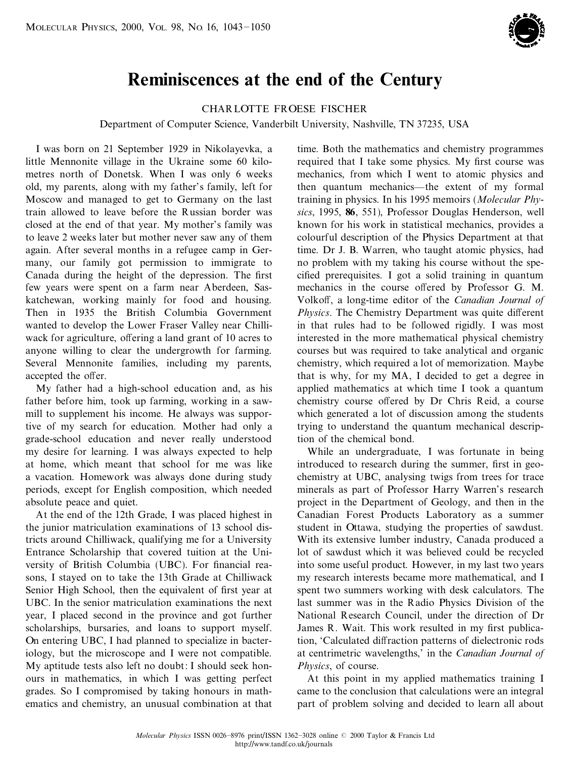# Reminiscences at the end of the Century

CHARLOTTE FROESE FISCHER

Department of Computer Science, Vanderbilt University, Nashville, TN 37235, USA

I was born on 21 September 1929 in Nikolayevka, a little Mennonite village in the Ukraine some 60 kilometres north of Donetsk. When I was only 6 weeks old, my parents, along with my father's family, left for Moscow and managed to get to Germany on the last train allowed to leave before the Russian border was closed at the end of that year. My mother's family was to leave 2 weeks later but mother never saw any of them again. After several months in a refugee camp in Germany, our family got permission to immigrate to Canada during the height of the depression. The first few years were spent on a farm near Aberdeen, Saskatchewan, working mainly for food and housing. Then in 1935 the British Columbia Government wanted to develop the Lower Fraser Valley near Chilliwack for agriculture, offering a land grant of 10 acres to anyone willing to clear the undergrowth for farming. Several Mennonite families, including my parents, accepted the offer.

My father had a high-school education and, as his father before him, took up farming, working in a sawmill to supplement his income. He always was supportive of my search for education. Mother had only a grade-school education and never really understood my desire for learning. I was always expected to help at home, which meant that school for me was like a vacation. Homework was always done during study periods, except for English composition, which needed absolute peace and quiet.

At the end of the 12th Grade, I was placed highest in the junior matriculation examinations of 13 school districts around Chilliwack, qualifying me for a University Entrance Scholarship that covered tuition at the University of British Columbia (UBC). For financial reasons, I stayed on to take the 13th Grade at Chilliwack Senior High School, then the equivalent of first year at UBC. In the senior matriculation examinations the next year, I placed second in the province and got further scholarships, bursaries, and loans to support myself. On entering UBC, I had planned to specialize in bacteriology, but the microscope and I were not compatible. My aptitude tests also left no doubt: I should seek honours in mathematics, in which I was getting perfect grades. So I compromised by taking honours in mathematics and chemistry, an unusual combination at that time. Both the mathematics and chemistry programmes required that I take some physics. My first course was mechanics, from which I went to atomic physics and then quantum mechanics—the extent of my formal training in physics. In his 1995 memoirs (*Molecular Physics*, 1995, **86**, 551), Professor Douglas Henderson, well known for his work in statistical mechanics, provides a colourful description of the Physics Department at that time. Dr J. B. Warren, who taught atomic physics, had no problem with my taking his course without the specified prerequisites. I got a solid training in quantum mechanics in the course offered by Professor G. M. Volkoff, a long-time editor of the *Canadian Journal of Physics*. The Chemistry Department was quite different in that rules had to be followed rigidly. I was most interested in the more mathematical physical chemistry courses but was required to take analytical and organic chemistry, which required a lot of memorization. Maybe that is why, for my MA, I decided to get a degree in applied mathematics at which time I took a quantum chemistry course offered by Dr Chris Reid, a course which generated a lot of discussion among the students trying to understand the quantum mechanical description of the chemical bond.

While an undergraduate, I was fortunate in being introduced to research during the summer, first in geochemistry at UBC, analysing twigs from trees for trace minerals as part of Professor Harry Warren's research project in the Department of Geology, and then in the Canadian Forest Products Laboratory as a summer student in Ottawa, studying the properties of sawdust. With its extensive lumber industry, Canada produced a lot of sawdust which it was believed could be recycled into some useful product. However, in my last two years my research interests became more mathematical, and I spent two summers working with desk calculators. The last summer was in the Radio Physics Division of the National Research Council, under the direction of Dr James R. Wait. This work resulted in my first publication, 'Calculated diffraction patterns of dielectronic rods at centrimetric wavelengths,' in the *Canadian Journal of Physics*, of course.

At this point in my applied mathematics training I came to the conclusion that calculations were an integral part of problem solving and decided to learn all about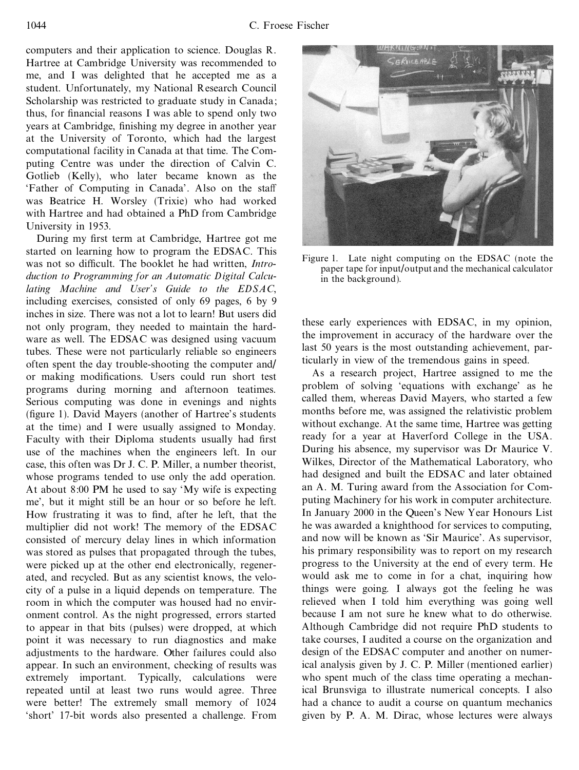computers and their application to science. Douglas R. Hartree at Cambridge University was recommended to me, and I was delighted that he accepted me as a student. Unfortunately, my National Research Council Scholarship was restricted to graduate study in Canada; thus, for financial reasons I was able to spend only two years at Cambridge, finishing my degree in another year at the University of Toronto, which had the largest computational facility in Canada at that time. The Computing Centre was under the direction of Calvin C. Gotlieb (Kelly), who later became known as the 'Father of Computing in Canada'. Also on the staff was Beatrice H. Worsley (Trixie) who had worked with Hartree and had obtained a PhD from Cambridge University in 1953.

During my first term at Cambridge, Hartree got me started on learning how to program the EDSAC. This was not so difficult. The booklet he had written, *Introduction to Programming for an Automatic Digital Calculating Machine and User's Guide to the EDSAC*, including exercises, consisted of only 69 pages, 6 by 9 inches in size. There was not a lot to learn! But users did not only program, they needed to maintain the hardware as well. The EDSAC was designed using vacuum tubes. These were not particularly reliable so engineers often spent the day trouble-shooting the computer and/or making modifications. Users could run short test programs during morning and afternoon teatimes. Serious computing was done in evenings and nights (figure 1). David Mayers (another of Hartree's students at the time) and I were usually assigned to Monday. Faculty with their Diploma students usually had first use of the machines when the engineers left. In our case, this often was Dr J. C. P. Miller, a number theorist, whose programs tended to use only the add operation. At about 8:00 PM he used to say 'My wife is expecting me', but it might still be an hour or so before he left. How frustrating it was to find, after he left, that the multiplier did not work! The memory of the EDSAC consisted of mercury delay lines in which information was stored as pulses that propagated through the tubes, were picked up at the other end electronically, regenerated, and recycled. But as any scientist knows, the velocity of a pulse in a liquid depends on temperature. The room in which the computer was housed had no environment control. As the night progressed, errors started to appear in that bits (pulses) were dropped, at which point it was necessary to run diagnostics and make adjustments to the hardware. Other failures could also appear. In such an environment, checking of results was extremely important. Typically, calculations were repeated until at least two runs would agree. Three were better! The extremely small memory of 1024 'short' 17-bit words also presented a challenge. From these early experiences with EDSAC, in my opinion, the improvement in accuracy of the hardware over the last 50 years is the most outstanding achievement, particularly in view of the tremendous gains in speed.

Figure 1. Late night computing on the EDSAC (note the paper tape for input/output and the mechanical calculator in the background).

As a research project, Hartree assigned to me the problem of solving 'equations with exchange' as he called them, whereas David Mayers, who started a few months before me, was assigned the relativistic problem without exchange. At the same time, Hartree was getting ready for a year at Haverford College in the USA. During his absence, my supervisor was Dr Maurice V. Wilkes, Director of the Mathematical Laboratory, who had designed and built the EDSAC and later obtained an A. M. Turing award from the Association for Computing Machinery for his work in computer architecture. In January 2000 in the Queen's New Year Honours List he was awarded a knighthood for services to computing, and now will be known as 'Sir Maurice'. As supervisor, his primary responsibility was to report on my research progress to the University at the end of every term. He would ask me to come in for a chat, inquiring how things were going. I always got the feeling he was relieved when I told him everything was going well because I am not sure he knew what to do otherwise. Although Cambridge did not require PhD students to take courses, I audited a course on the organization and design of the EDSAC computer and another on numerical analysis given by J. C. P. Miller (mentioned earlier) who spent much of the class time operating a mechanical Brunsviga to illustrate numerical concepts. I also had a chance to audit a course on quantum mechanics given by P. A. M. Dirac, whose lectures were always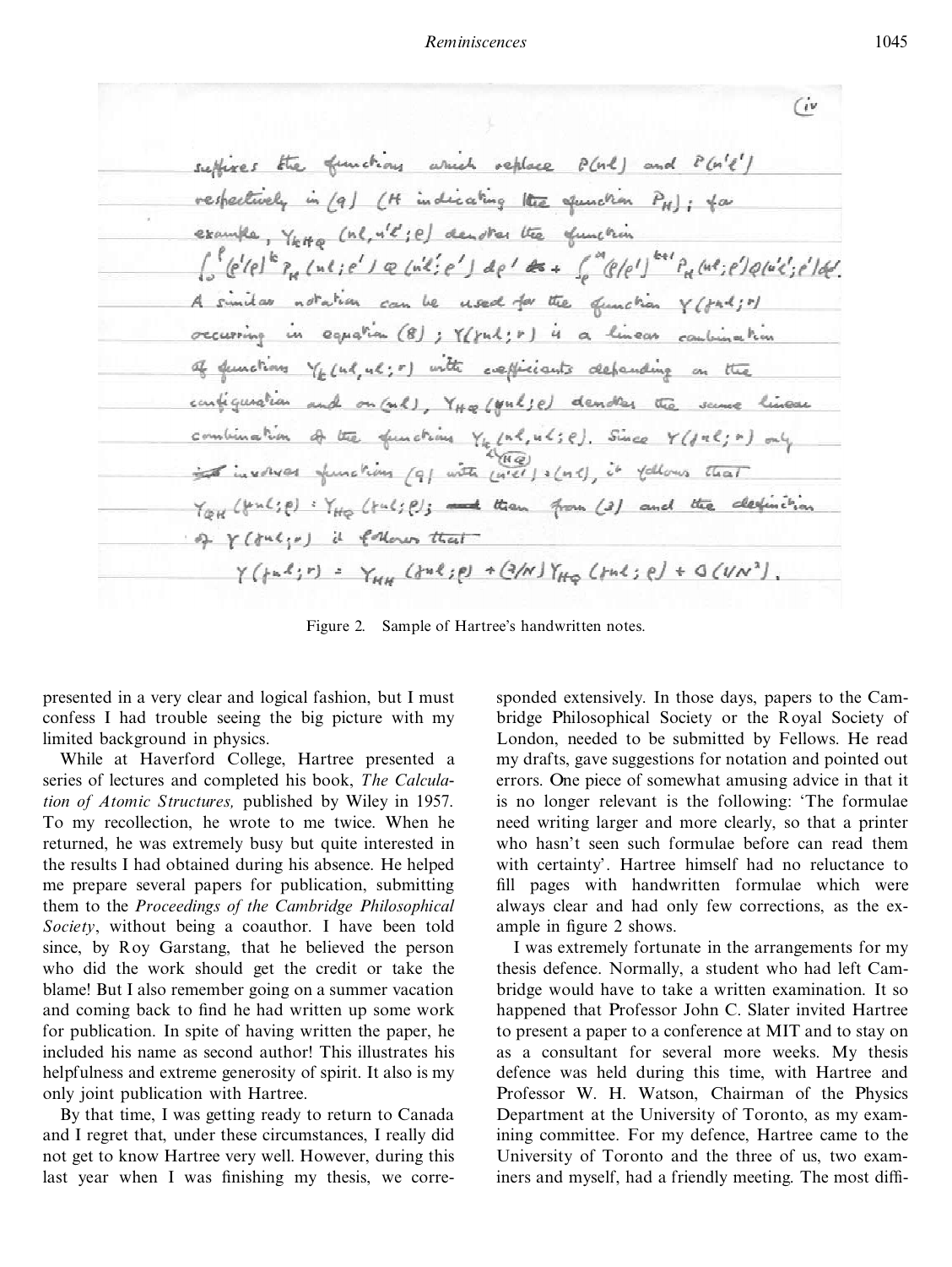Figure 2. Sample of Hartree's handwritten notes.

presented in a very clear and logical fashion, but I must confess I had trouble seeing the big picture with my limited background in physics.

While at Haverford College, Hartree presented a series of lectures and completed his book, *The Calculation of Atomic Structures,* published by Wiley in 1957. To my recollection, he wrote to me twice. When he returned, he was extremely busy but quite interested in the results I had obtained during his absence. He helped me prepare several papers for publication, submitting them to the *Proceedings of the Cambridge Philosophical Society*, without being a coauthor. I have been told since, by Roy Garstang, that he believed the person who did the work should get the credit or take the blame! But I also remember going on a summer vacation and coming back to find he had written up some work for publication. In spite of having written the paper, he included his name as second author! This illustrates his helpfulness and extreme generosity of spirit. It also is my only joint publication with Hartree.

By that time, I was getting ready to return to Canada and I regret that, under these circumstances, I really did not get to know Hartree very well. However, during this last year when I was finishing my thesis, we corresponded extensively. In those days, papers to the Cambridge Philosophical Society or the Royal Society of London, needed to be submitted by Fellows. He read my drafts, gave suggestions for notation and pointed out errors. One piece of somewhat amusing advice in that it is no longer relevant is the following: 'The formulae need writing larger and more clearly, so that a printer who hasn't seen such formulae before can read them with certainty'. Hartree himself had no reluctance to fill pages with handwritten formulae which were always clear and had only few corrections, as the example in figure 2 shows.

I was extremely fortunate in the arrangements for my thesis defence. Normally, a student who had left Cambridge would have to take a written examination. It so happened that Professor John C. Slater invited Hartree to present a paper to a conference at MIT and to stay on as a consultant for several more weeks. My thesis defence was held during this time, with Hartree and Professor W. H. Watson, Chairman of the Physics Department at the University of Toronto, as my examining committee. For my defence, Hartree came to the University of Toronto and the three of us, two examiners and myself, had a friendly meeting. The most diffi-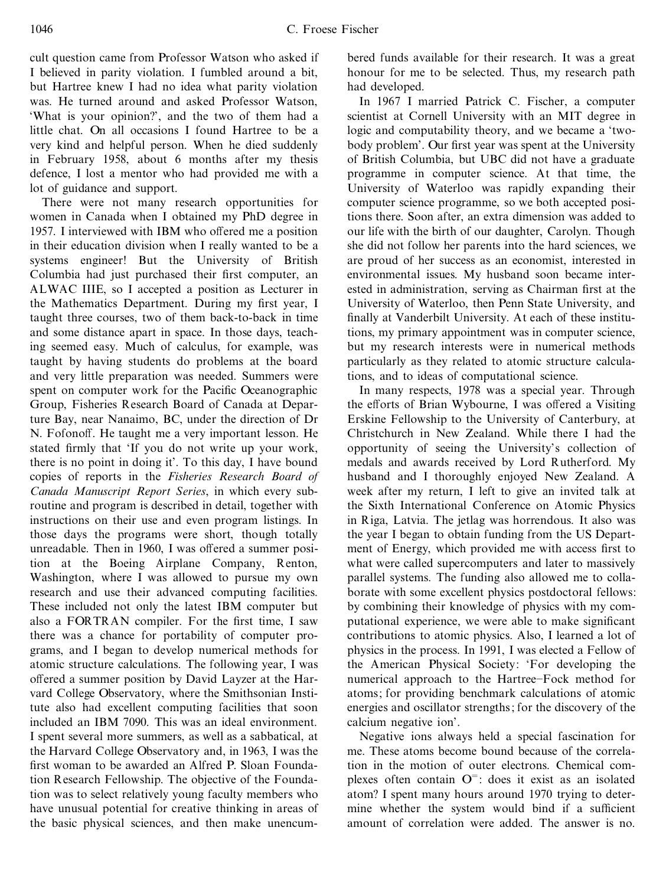cult question came from Professor Watson who asked if I believed in parity violation. I fumbled around a bit, but Hartree knew I had no idea what parity violation was. He turned around and asked Professor Watson, 'What is your opinion?', and the two of them had a little chat. On all occasions I found Hartree to be a very kind and helpful person. When he died suddenly in February 1958, about 6 months after my thesis defence, I lost a mentor who had provided me with a lot of guidance and support.

There were not many research opportunities for women in Canada when I obtained my PhD degree in 1957. I interviewed with IBM who offered me a position in their education division when I really wanted to be a systems engineer! But the University of British Columbia had just purchased their first computer, an ALWAC IIIE, so I accepted a position as Lecturer in the Mathematics Department. During my first year, I taught three courses, two of them back-to-back in time and some distance apart in space. In those days, teaching seemed easy. Much of calculus, for example, was taught by having students do problems at the board and very little preparation was needed. Summers were spent on computer work for the Pacific Oceanographic Group, Fisheries Research Board of Canada at Departure Bay, near Nanaimo, BC, under the direction of Dr N. Fofonoff. He taught me a very important lesson. He stated firmly that 'If you do not write up your work, there is no point in doing it'. To this day, I have bound copies of reports in the *Fisheries Research Board of Canada Manuscript Report Series*, in which every subroutine and program is described in detail, together with instructions on their use and even program listings. In those days the programs were short, though totally unreadable. Then in 1960, I was offered a summer position at the Boeing Airplane Company, Renton, Washington, where I was allowed to pursue my own research and use their advanced computing facilities. These included not only the latest IBM computer but also a FORTRAN compiler. For the first time, I saw there was a chance for portability of computer programs, and I began to develop numerical methods for atomic structure calculations. The following year, I was offered a summer position by David Layzer at the Harvard College Observatory, where the Smithsonian Institute also had excellent computing facilities that soon included an IBM 7090. This was an ideal environment. I spent several more summers, as well as a sabbatical, at the Harvard College Observatory and, in 1963, I was the first woman to be awarded an Alfred P. Sloan Foundation Research Fellowship. The objective of the Foundation was to select relatively young faculty members who have unusual potential for creative thinking in areas of the basic physical sciences, and then make unencumbered funds available for their research. It was a great honour for me to be selected. Thus, my research path had developed.

In 1967 I married Patrick C. Fischer, a computer scientist at Cornell University with an MIT degree in logic and computability theory, and we became a 'two-body problem'. Our first year was spent at the University of British Columbia, but UBC did not have a graduate programme in computer science. At that time, the University of Waterloo was rapidly expanding their computer science programme, so we both accepted positions there. Soon after, an extra dimension was added to our life with the birth of our daughter, Carolyn. Though she did not follow her parents into the hard sciences, we are proud of her success as an economist, interested in environmental issues. My husband soon became interested in administration, serving as Chairman first at the University of Waterloo, then Penn State University, and finally at Vanderbilt University. At each of these institutions, my primary appointment was in computer science, but my research interests were in numerical methods particularly as they related to atomic structure calculations, and to ideas of computational science.

In many respects, 1978 was a special year. Through the efforts of Brian Wybourne, I was offered a Visiting Erskine Fellowship to the University of Canterbury, at Christchurch in New Zealand. While there I had the opportunity of seeing the University's collection of medals and awards received by Lord Rutherford. My husband and I thoroughly enjoyed New Zealand. A week after my return, I left to give an invited talk at the Sixth International Conference on Atomic Physics in Riga, Latvia. The jetlag was horrendous. It also was the year I began to obtain funding from the US Department of Energy, which provided me with access first to what were called supercomputers and later to massively parallel systems. The funding also allowed me to collaborate with some excellent physics postdoctoral fellows: by combining their knowledge of physics with my computational experience, we were able to make significant contributions to atomic physics. Also, I learned a lot of physics in the process. In 1991, I was elected a Fellow of the American Physical Society: 'For developing the numerical approach to the Hartree–Fock method for atoms; for providing benchmark calculations of atomic energies and oscillator strengths; for the discovery of the calcium negative ion'.

Negative ions always held a special fascination for me. These atoms become bound because of the correlation in the motion of outer electrons. Chemical complexes often contain $O^{=}$: does it exist as an isolated atom? I spent many hours around 1970 trying to determine whether the system would bind if a sufficient amount of correlation were added. The answer is no.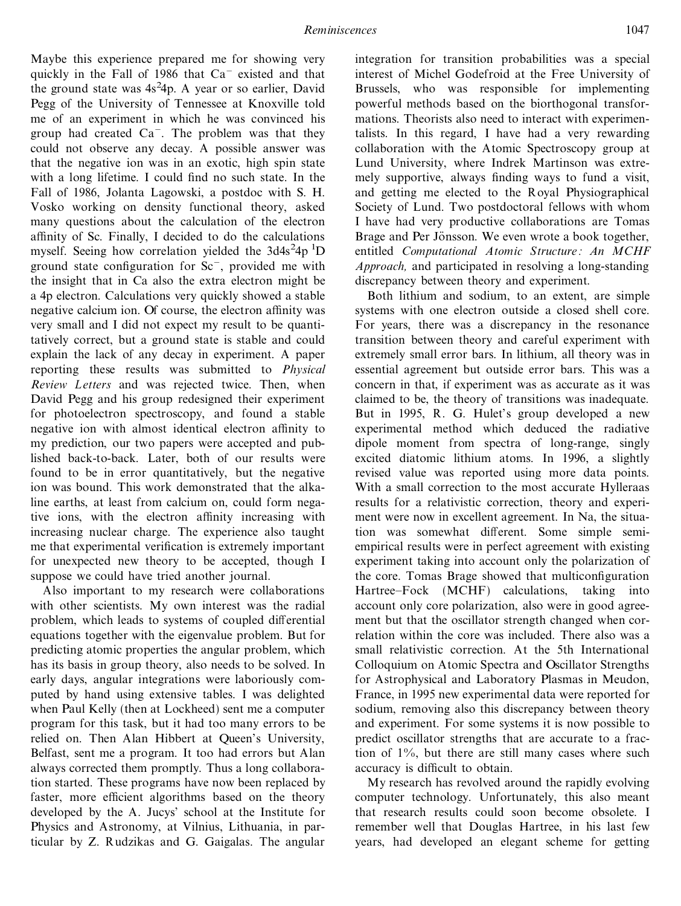Maybe this experience prepared me for showing very quickly in the Fall of 1986 that $Ca^-$ existed and that the ground state was $4s^24p$. A year or so earlier, David Pegg of the University of Tennessee at Knoxville told me of an experiment in which he was convinced his group had created $Ca^-$. The problem was that they could not observe any decay. A possible answer was that the negative ion was in an exotic, high spin state with a long lifetime. I could find no such state. In the Fall of 1986, Jolanta Lagowski, a postdoc with S. H. Vosko working on density functional theory, asked many questions about the calculation of the electron affinity of Sc. Finally, I decided to do the calculations myself. Seeing how correlation yielded the $3d4s^24p\ ^1D$ ground state configuration for $Sc^-$, provided me with the insight that in Ca also the extra electron might be a 4p electron. Calculations very quickly showed a stable negative calcium ion. Of course, the electron affinity was very small and I did not expect my result to be quantitatively correct, but a ground state is stable and could explain the lack of any decay in experiment. A paper reporting these results was submitted to *Physical Review Letters* and was rejected twice. Then, when David Pegg and his group redesigned their experiment for photoelectron spectroscopy, and found a stable negative ion with almost identical electron affinity to my prediction, our two papers were accepted and published back-to-back. Later, both of our results were found to be in error quantitatively, but the negative ion was bound. This work demonstrated that the alkaline earths, at least from calcium on, could form negative ions, with the electron affinity increasing with increasing nuclear charge. The experience also taught me that experimental verification is extremely important for unexpected new theory to be accepted, though I suppose we could have tried another journal.

Also important to my research were collaborations with other scientists. My own interest was the radial problem, which leads to systems of coupled differential equations together with the eigenvalue problem. But for predicting atomic properties the angular problem, which has its basis in group theory, also needs to be solved. In early days, angular integrations were laboriously computed by hand using extensive tables. I was delighted when Paul Kelly (then at Lockheed) sent me a computer program for this task, but it had too many errors to be relied on. Then Alan Hibbert at Queen's University, Belfast, sent me a program. It too had errors but Alan always corrected them promptly. Thus a long collaboration started. These programs have now been replaced by faster, more efficient algorithms based on the theory developed by the A. Jucys' school at the Institute for Physics and Astronomy, at Vilnius, Lithuania, in particular by Z. Rudzikas and G. Gaigalas. The angular integration for transition probabilities was a special interest of Michel Godefroid at the Free University of Brussels, who was responsible for implementing powerful methods based on the biorthogonal transformations. Theorists also need to interact with experimentalists. In this regard, I have had a very rewarding collaboration with the Atomic Spectroscopy group at Lund University, where Indrek Martinson was extremely supportive, always finding ways to fund a visit, and getting me elected to the Royal Physiographical Society of Lund. Two postdoctoral fellows with whom I have had very productive collaborations are Tomas Brage and Per Jönsson. We even wrote a book together, entitled *Computational Atomic Structure: An MCHF Approach,* and participated in resolving a long-standing discrepancy between theory and experiment.

Both lithium and sodium, to an extent, are simple systems with one electron outside a closed shell core. For years, there was a discrepancy in the resonance transition between theory and careful experiment with extremely small error bars. In lithium, all theory was in essential agreement but outside error bars. This was a concern in that, if experiment was as accurate as it was claimed to be, the theory of transitions was inadequate. But in 1995, R. G. Hulet's group developed a new experimental method which deduced the radiative dipole moment from spectra of long-range, singly excited diatomic lithium atoms. In 1996, a slightly revised value was reported using more data points. With a small correction to the most accurate Hylleraas results for a relativistic correction, theory and experiment were now in excellent agreement. In Na, the situation was somewhat different. Some simple semi-empirical results were in perfect agreement with existing experiment taking into account only the polarization of the core. Tomas Brage showed that multiconfiguration Hartree–Fock (MCHF) calculations, taking into account only core polarization, also were in good agreement but that the oscillator strength changed when correlation within the core was included. There also was a small relativistic correction. At the 5th International Colloquium on Atomic Spectra and Oscillator Strengths for Astrophysical and Laboratory Plasmas in Meudon, France, in 1995 new experimental data were reported for sodium, removing also this discrepancy between theory and experiment. For some systems it is now possible to predict oscillator strengths that are accurate to a fraction of 1%, but there are still many cases where such accuracy is difficult to obtain.

My research has revolved around the rapidly evolving computer technology. Unfortunately, this also meant that research results could soon become obsolete. I remember well that Douglas Hartree, in his last few years, had developed an elegant scheme for getting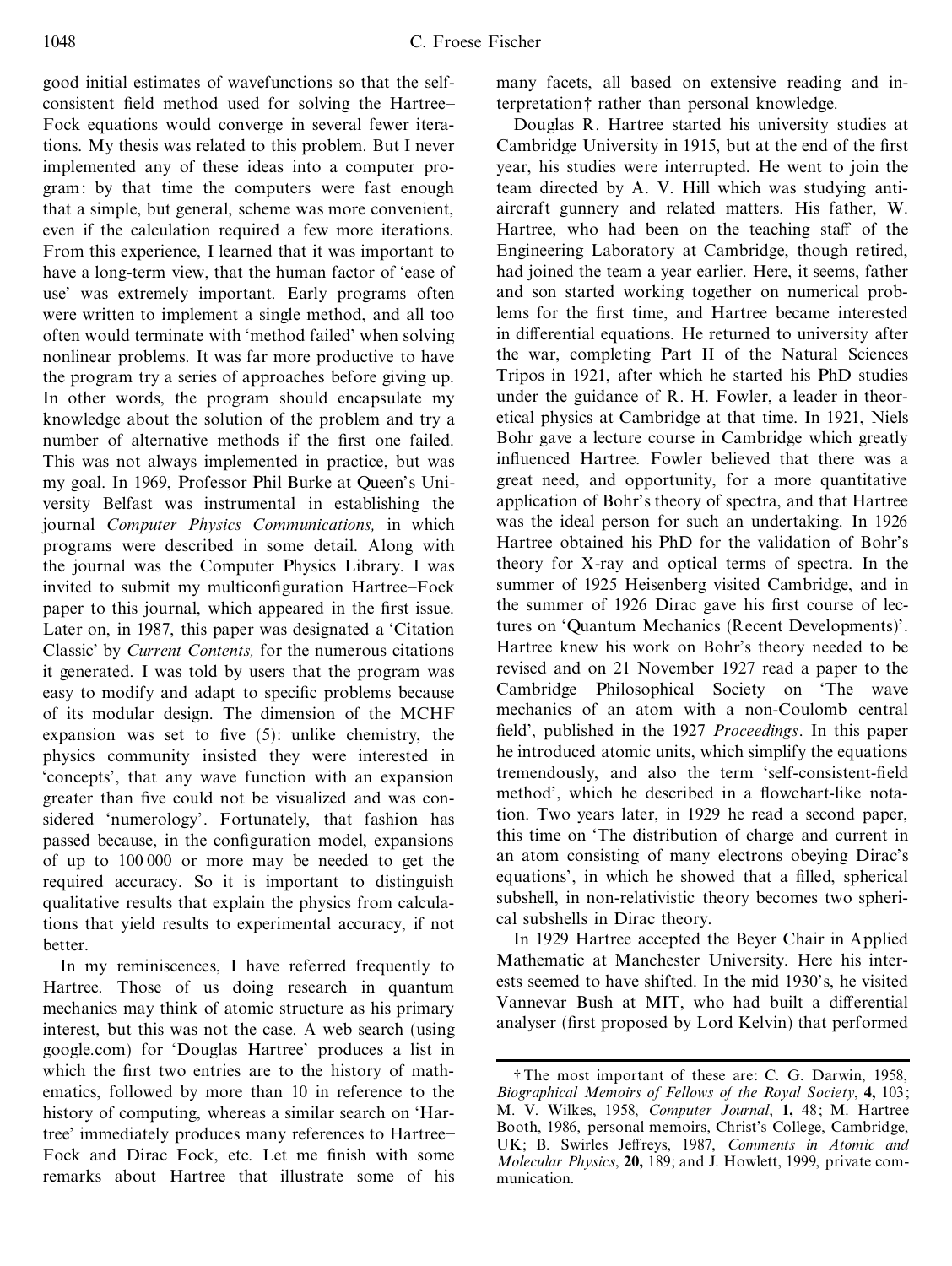good initial estimates of wavefunctions so that the self-consistent field method used for solving the Hartree–Fock equations would converge in several fewer iterations. My thesis was related to this problem. But I never implemented any of these ideas into a computer program: by that time the computers were fast enough that a simple, but general, scheme was more convenient, even if the calculation required a few more iterations. From this experience, I learned that it was important to have a long-term view, that the human factor of 'ease of use' was extremely important. Early programs often were written to implement a single method, and all too often would terminate with 'method failed' when solving nonlinear problems. It was far more productive to have the program try a series of approaches before giving up. In other words, the program should encapsulate my knowledge about the solution of the problem and try a number of alternative methods if the first one failed. This was not always implemented in practice, but was my goal. In 1969, Professor Phil Burke at Queen's University Belfast was instrumental in establishing the journal *Computer Physics Communications,* in which programs were described in some detail. Along with the journal was the Computer Physics Library. I was invited to submit my multiconfiguration Hartree–Fock paper to this journal, which appeared in the first issue. Later on, in 1987, this paper was designated a 'Citation Classic' by *Current Contents,* for the numerous citations it generated. I was told by users that the program was easy to modify and adapt to specific problems because of its modular design. The dimension of the MCHF expansion was set to five (5): unlike chemistry, the physics community insisted they were interested in 'concepts', that any wave function with an expansion greater than five could not be visualized and was considered 'numerology'. Fortunately, that fashion has passed because, in the configuration model, expansions of up to 100 000 or more may be needed to get the required accuracy. So it is important to distinguish qualitative results that explain the physics from calculations that yield results to experimental accuracy, if not better.

In my reminiscences, I have referred frequently to Hartree. Those of us doing research in quantum mechanics may think of atomic structure as his primary interest, but this was not the case. A web search (using google.com) for 'Douglas Hartree' produces a list in which the first two entries are to the history of mathematics, followed by more than 10 in reference to the history of computing, whereas a similar search on 'Hartree' immediately produces many references to Hartree–Fock and Dirac–Fock, etc. Let me finish with some remarks about Hartree that illustrate some of his many facets, all based on extensive reading and interpretation† rather than personal knowledge.

Douglas R. Hartree started his university studies at Cambridge University in 1915, but at the end of the first year, his studies were interrupted. He went to join the team directed by A. V. Hill which was studying anti-aircraft gunnery and related matters. His father, W. Hartree, who had been on the teaching staff of the Engineering Laboratory at Cambridge, though retired, had joined the team a year earlier. Here, it seems, father and son started working together on numerical problems for the first time, and Hartree became interested in differential equations. He returned to university after the war, completing Part II of the Natural Sciences Tripos in 1921, after which he started his PhD studies under the guidance of R. H. Fowler, a leader in theoretical physics at Cambridge at that time. In 1921, Niels Bohr gave a lecture course in Cambridge which greatly influenced Hartree. Fowler believed that there was a great need, and opportunity, for a more quantitative application of Bohr's theory of spectra, and that Hartree was the ideal person for such an undertaking. In 1926 Hartree obtained his PhD for the validation of Bohr's theory for X-ray and optical terms of spectra. In the summer of 1925 Heisenberg visited Cambridge, and in the summer of 1926 Dirac gave his first course of lectures on 'Quantum Mechanics (Recent Developments)'. Hartree knew his work on Bohr's theory needed to be revised and on 21 November 1927 read a paper to the Cambridge Philosophical Society on 'The wave mechanics of an atom with a non-Coulomb central field', published in the 1927 *Proceedings*. In this paper he introduced atomic units, which simplify the equations tremendously, and also the term 'self-consistent-field method', which he described in a flowchart-like notation. Two years later, in 1929 he read a second paper, this time on 'The distribution of charge and current in an atom consisting of many electrons obeying Dirac's equations', in which he showed that a filled, spherical subshell, in non-relativistic theory becomes two spherical subshells in Dirac theory.

In 1929 Hartree accepted the Beyer Chair in Applied Mathematic at Manchester University. Here his interests seemed to have shifted. In the mid 1930's, he visited Vannevar Bush at MIT, who had built a differential analyser (first proposed by Lord Kelvin) that performed

† The most important of these are: C. G. Darwin, 1958, *Biographical Memoirs of Fellows of the Royal Society*, **4,** 103; M. V. Wilkes, 1958, *Computer Journal*, **1,** 48; M. Hartree Booth, 1986, personal memoirs, Christ's College, Cambridge, UK; B. Swirles Jeffreys, 1987, *Comments in Atomic and Molecular Physics*, **20,** 189; and J. Howlett, 1999, private communication.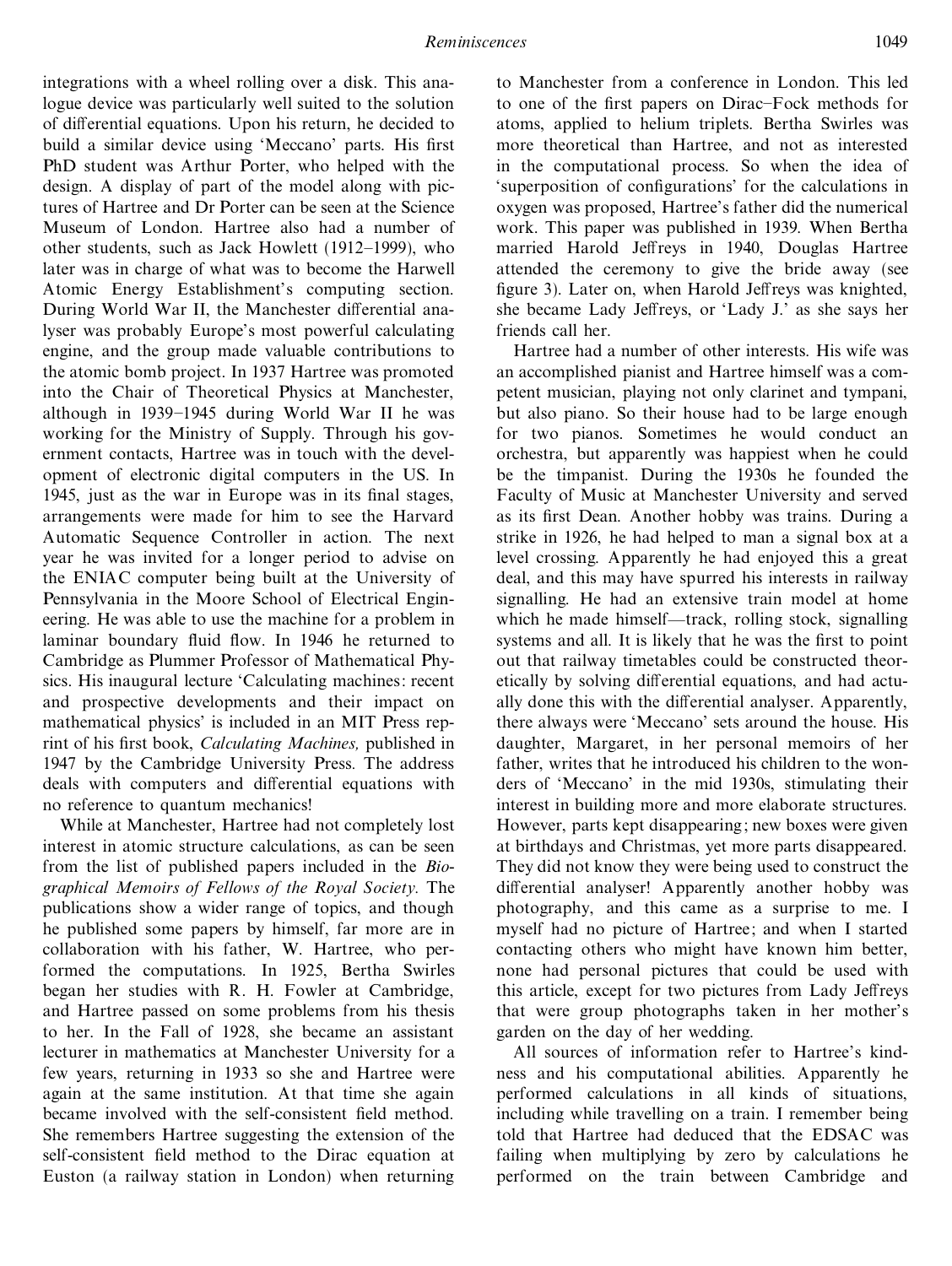integrations with a wheel rolling over a disk. This analogue device was particularly well suited to the solution of differential equations. Upon his return, he decided to build a similar device using 'Meccano' parts. His first PhD student was Arthur Porter, who helped with the design. A display of part of the model along with pictures of Hartree and Dr Porter can be seen at the Science Museum of London. Hartree also had a number of other students, such as Jack Howlett (1912–1999), who later was in charge of what was to become the Harwell Atomic Energy Establishment's computing section. During World War II, the Manchester differential analyser was probably Europe's most powerful calculating engine, and the group made valuable contributions to the atomic bomb project. In 1937 Hartree was promoted into the Chair of Theoretical Physics at Manchester, although in 1939–1945 during World War II he was working for the Ministry of Supply. Through his government contacts, Hartree was in touch with the development of electronic digital computers in the US. In 1945, just as the war in Europe was in its final stages, arrangements were made for him to see the Harvard Automatic Sequence Controller in action. The next year he was invited for a longer period to advise on the ENIAC computer being built at the University of Pennsylvania in the Moore School of Electrical Engineering. He was able to use the machine for a problem in laminar boundary fluid flow. In 1946 he returned to Cambridge as Plummer Professor of Mathematical Physics. His inaugural lecture 'Calculating machines: recent and prospective developments and their impact on mathematical physics' is included in an MIT Press reprint of his first book, *Calculating Machines,* published in 1947 by the Cambridge University Press. The address deals with computers and differential equations with no reference to quantum mechanics!

While at Manchester, Hartree had not completely lost interest in atomic structure calculations, as can be seen from the list of published papers included in the *Biographical Memoirs of Fellows of the Royal Society.* The publications show a wider range of topics, and though he published some papers by himself, far more are in collaboration with his father, W. Hartree, who performed the computations. In 1925, Bertha Swirles began her studies with R. H. Fowler at Cambridge, and Hartree passed on some problems from his thesis to her. In the Fall of 1928, she became an assistant lecturer in mathematics at Manchester University for a few years, returning in 1933 so she and Hartree were again at the same institution. At that time she again became involved with the self-consistent field method. She remembers Hartree suggesting the extension of the self-consistent field method to the Dirac equation at Euston (a railway station in London) when returning to Manchester from a conference in London. This led to one of the first papers on Dirac–Fock methods for atoms, applied to helium triplets. Bertha Swirles was more theoretical than Hartree, and not as interested in the computational process. So when the idea of 'superposition of configurations' for the calculations in oxygen was proposed, Hartree's father did the numerical work. This paper was published in 1939. When Bertha married Harold Jeffreys in 1940, Douglas Hartree attended the ceremony to give the bride away (see figure 3). Later on, when Harold Jeffreys was knighted, she became Lady Jeffreys, or 'Lady J.' as she says her friends call her.

Hartree had a number of other interests. His wife was an accomplished pianist and Hartree himself was a competent musician, playing not only clarinet and tympani, but also piano. So their house had to be large enough for two pianos. Sometimes he would conduct an orchestra, but apparently was happiest when he could be the timpanist. During the 1930s he founded the Faculty of Music at Manchester University and served as its first Dean. Another hobby was trains. During a strike in 1926, he had helped to man a signal box at a level crossing. Apparently he had enjoyed this a great deal, and this may have spurred his interests in railway signalling. He had an extensive train model at home which he made himself—track, rolling stock, signalling systems and all. It is likely that he was the first to point out that railway timetables could be constructed theoretically by solving differential equations, and had actually done this with the differential analyser. Apparently, there always were 'Meccano' sets around the house. His daughter, Margaret, in her personal memoirs of her father, writes that he introduced his children to the wonders of 'Meccano' in the mid 1930s, stimulating their interest in building more and more elaborate structures. However, parts kept disappearing; new boxes were given at birthdays and Christmas, yet more parts disappeared. They did not know they were being used to construct the differential analyser! Apparently another hobby was photography, and this came as a surprise to me. I myself had no picture of Hartree; and when I started contacting others who might have known him better, none had personal pictures that could be used with this article, except for two pictures from Lady Jeffreys that were group photographs taken in her mother's garden on the day of her wedding.

All sources of information refer to Hartree's kindness and his computational abilities. Apparently he performed calculations in all kinds of situations, including while travelling on a train. I remember being told that Hartree had deduced that the EDSAC was failing when multiplying by zero by calculations he performed on the train between Cambridge and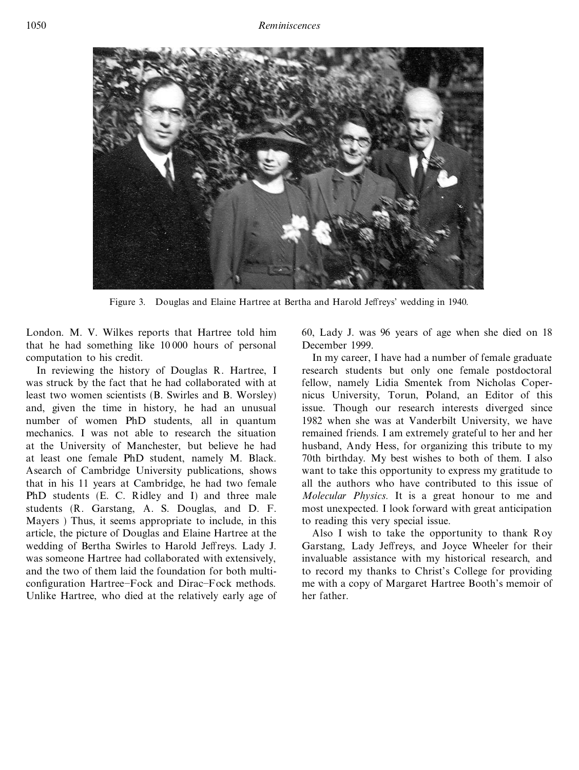Figure 3. Douglas and Elaine Hartree at Bertha and Harold Jeffreys' wedding in 1940.

London. M. V. Wilkes reports that Hartree told him that he had something like 10 000 hours of personal computation to his credit.

In reviewing the history of Douglas R. Hartree, I was struck by the fact that he had collaborated with at least two women scientists (B. Swirles and B. Worsley) and, given the time in history, he had an unusual number of women PhD students, all in quantum mechanics. I was not able to research the situation at the University of Manchester, but believe he had at least one female PhD student, namely M. Black. Asearch of Cambridge University publications, shows that in his 11 years at Cambridge, he had two female PhD students (E. C. Ridley and I) and three male students (R. Garstang, A. S. Douglas, and D. F. Mayers ) Thus, it seems appropriate to include, in this article, the picture of Douglas and Elaine Hartree at the wedding of Bertha Swirles to Harold Jeffreys. Lady J. was someone Hartree had collaborated with extensively, and the two of them laid the foundation for both multi-configuration Hartree–Fock and Dirac–Fock methods. Unlike Hartree, who died at the relatively early age of 60, Lady J. was 96 years of age when she died on 18 December 1999.

In my career, I have had a number of female graduate research students but only one female postdoctoral fellow, namely Lidia Smentek from Nicholas Copernicus University, Torun, Poland, an Editor of this issue. Though our research interests diverged since 1982 when she was at Vanderbilt University, we have remained friends. I am extremely grateful to her and her husband, Andy Hess, for organizing this tribute to my 70th birthday. My best wishes to both of them. I also want to take this opportunity to express my gratitude to all the authors who have contributed to this issue of *Molecular Physics*. It is a great honour to me and most unexpected. I look forward with great anticipation to reading this very special issue.

Also I wish to take the opportunity to thank Roy Garstang, Lady Jeffreys, and Joyce Wheeler for their invaluable assistance with my historical research, and to record my thanks to Christ's College for providing me with a copy of Margaret Hartree Booth's memoir of her father.